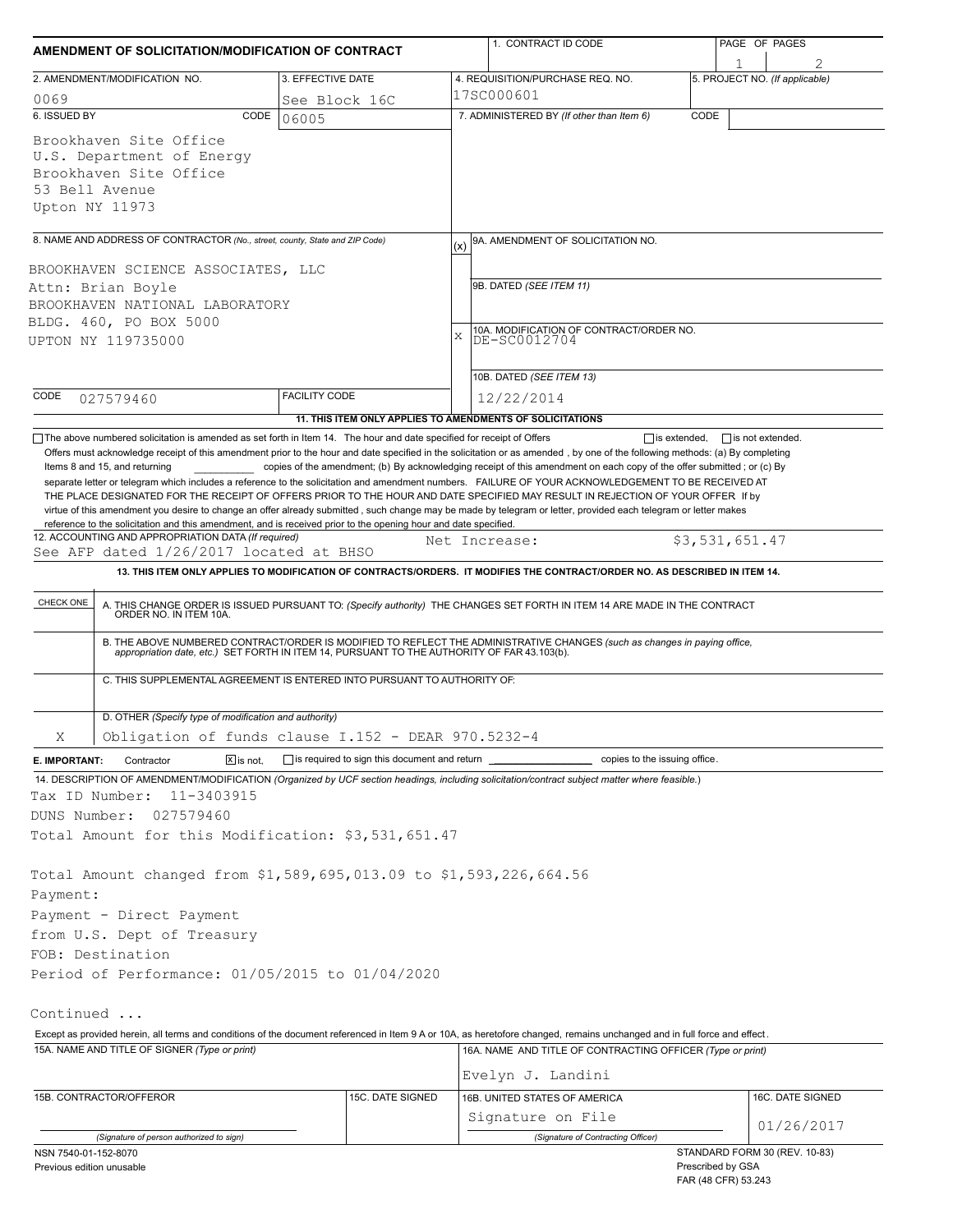# AMENDMENT OF SOLICITATION/MODIFICATION OF CONTRACT

| 1. CONTRACT ID CODE | PAGE OF PAGES |
|---|---|
| | 1 of 2 |

| 2. AMENDMENT/MODIFICATION NO. | 3. EFFECTIVE DATE | 4. REQUISITION/PURCHASE REQ. NO. | 5. PROJECT NO. (If applicable) |
|---|---|---|---|
| 0069 | See Block 16C | 17SC000601 | |

**6. ISSUED BY** CODE 06005

Brookhaven Site Office
U.S. Department of Energy
Brookhaven Site Office
53 Bell Avenue
Upton NY 11973

**7. ADMINISTERED BY** (If other than Item 6) CODE

**8. NAME AND ADDRESS OF CONTRACTOR** (No., street, county, State and ZIP Code)

BROOKHAVEN SCIENCE ASSOCIATES, LLC
Attn: Brian Boyle
BROOKHAVEN NATIONAL LABORATORY
BLDG. 460, PO BOX 5000
UPTON NY 119735000

CODE 027579460 FACILITY CODE

(x) 9A. AMENDMENT OF SOLICITATION NO.

9B. DATED (SEE ITEM 11)

X 10A. MODIFICATION OF CONTRACT/ORDER NO. DE-SC0012704

10B. DATED (SEE ITEM 13) 12/22/2014

**11. THIS ITEM ONLY APPLIES TO AMENDMENTS OF SOLICITATIONS**

☐ The above numbered solicitation is amended as set forth in Item 14. The hour and date specified for receipt of Offers ☐ is extended, ☐ is not extended.

Offers must acknowledge receipt of this amendment prior to the hour and date specified in the solicitation or as amended , by one of the following methods: (a) By completing Items 8 and 15, and returning __________ copies of the amendment; (b) By acknowledging receipt of this amendment on each copy of the offer submitted ; or (c) By separate letter or telegram which includes a reference to the solicitation and amendment numbers. FAILURE OF YOUR ACKNOWLEDGEMENT TO BE RECEIVED AT THE PLACE DESIGNATED FOR THE RECEIPT OF OFFERS PRIOR TO THE HOUR AND DATE SPECIFIED MAY RESULT IN REJECTION OF YOUR OFFER If by virtue of this amendment you desire to change an offer already submitted , such change may be made by telegram or letter, provided each telegram or letter makes reference to the solicitation and this amendment, and is received prior to the opening hour and date specified.

**12. ACCOUNTING AND APPROPRIATION DATA** (If required)
See AFP dated 1/26/2017 located at BHSO — Net Increase: $3,531,651.47

**13. THIS ITEM ONLY APPLIES TO MODIFICATION OF CONTRACTS/ORDERS. IT MODIFIES THE CONTRACT/ORDER NO. AS DESCRIBED IN ITEM 14.**

| CHECK ONE | |
|---|---|
| | A. THIS CHANGE ORDER IS ISSUED PURSUANT TO: (Specify authority) THE CHANGES SET FORTH IN ITEM 14 ARE MADE IN THE CONTRACT ORDER NO. IN ITEM 10A. |
| | B. THE ABOVE NUMBERED CONTRACT/ORDER IS MODIFIED TO REFLECT THE ADMINISTRATIVE CHANGES (such as changes in paying office, appropriation date, etc.) SET FORTH IN ITEM 14, PURSUANT TO THE AUTHORITY OF FAR 43.103(b). |
| | C. THIS SUPPLEMENTAL AGREEMENT IS ENTERED INTO PURSUANT TO AUTHORITY OF: |
| X | D. OTHER (Specify type of modification and authority) Obligation of funds clause I.152 - DEAR 970.5232-4 |

**E. IMPORTANT:** Contractor ☒ is not, ☐ is required to sign this document and return __________ copies to the issuing office.

**14. DESCRIPTION OF AMENDMENT/MODIFICATION** (Organized by UCF section headings, including solicitation/contract subject matter where feasible.)

Tax ID Number: 11-3403915
DUNS Number: 027579460
Total Amount for this Modification: $3,531,651.47

Total Amount changed from $1,589,695,013.09 to $1,593,226,664.56
Payment:
Payment - Direct Payment
from U.S. Dept of Treasury
FOB: Destination
Period of Performance: 01/05/2015 to 01/04/2020

Continued ...

Except as provided herein, all terms and conditions of the document referenced in Item 9 A or 10A, as heretofore changed, remains unchanged and in full force and effect.

| 15A. NAME AND TITLE OF SIGNER (Type or print) | | 16A. NAME AND TITLE OF CONTRACTING OFFICER (Type or print) | |
|---|---|---|---|
| | | Evelyn J. Landini | |
| 15B. CONTRACTOR/OFFEROR | 15C. DATE SIGNED | 16B. UNITED STATES OF AMERICA | 16C. DATE SIGNED |
| (Signature of person authorized to sign) | | Signature on File (Signature of Contracting Officer) | 01/26/2017 |

NSN 7540-01-152-8070
Previous edition unusable

STANDARD FORM 30 (REV. 10-83)
Prescribed by GSA
FAR (48 CFR) 53.243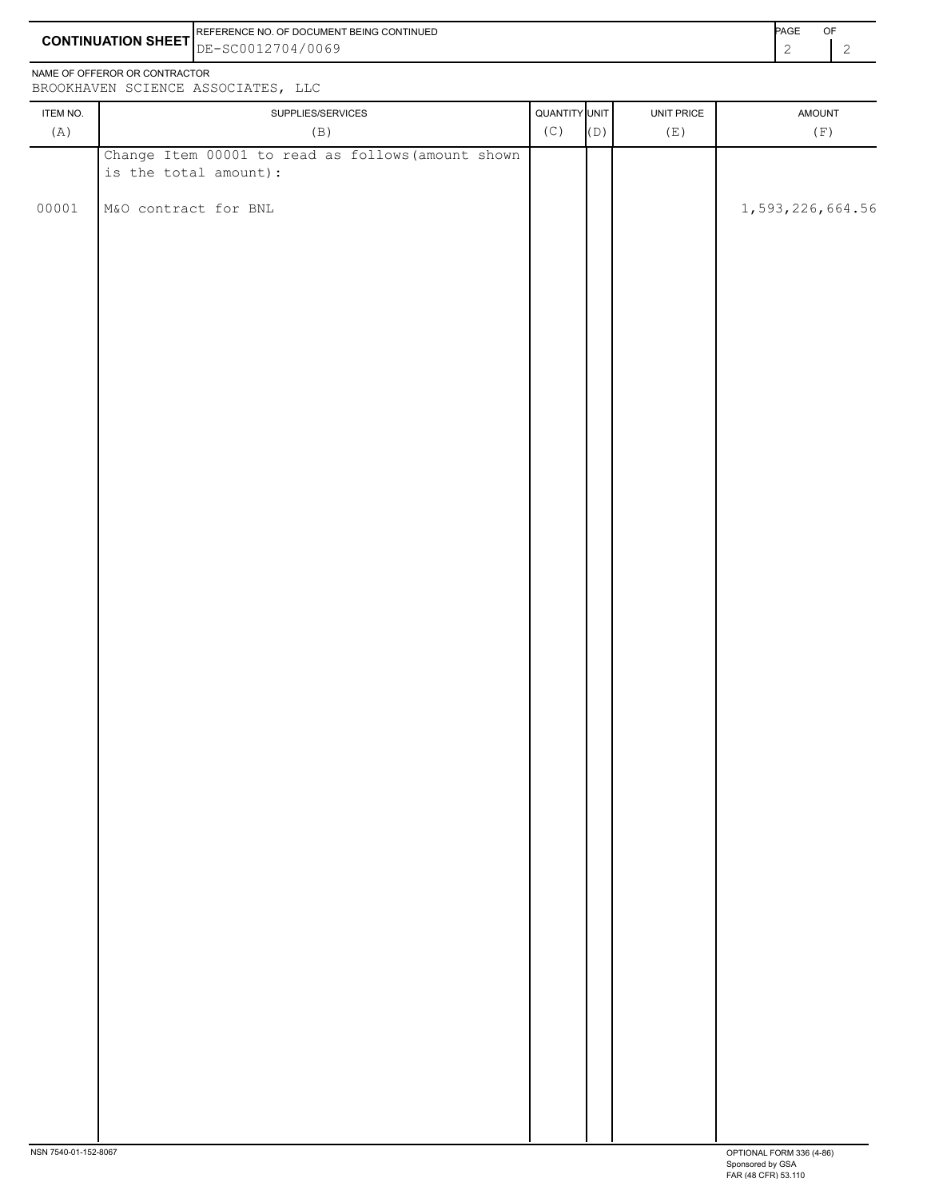**CONTINUATION SHEET**

REFERENCE NO. OF DOCUMENT BEING CONTINUED
DE-SC0012704/0069

NAME OF OFFEROR OR CONTRACTOR
BROOKHAVEN SCIENCE ASSOCIATES, LLC

| ITEM NO. (A) | SUPPLIES/SERVICES (B) | QUANTITY (C) | UNIT (D) | UNIT PRICE (E) | AMOUNT (F) |
|---|---|---|---|---|---|
| | Change Item 00001 to read as follows(amount shown is the total amount): | | | | |
| 00001 | M&O contract for BNL | | | | 1,593,226,664.56 |

NSN 7540-01-152-8067

OPTIONAL FORM 336 (4-86)
Sponsored by GSA
FAR (48 CFR) 53.110